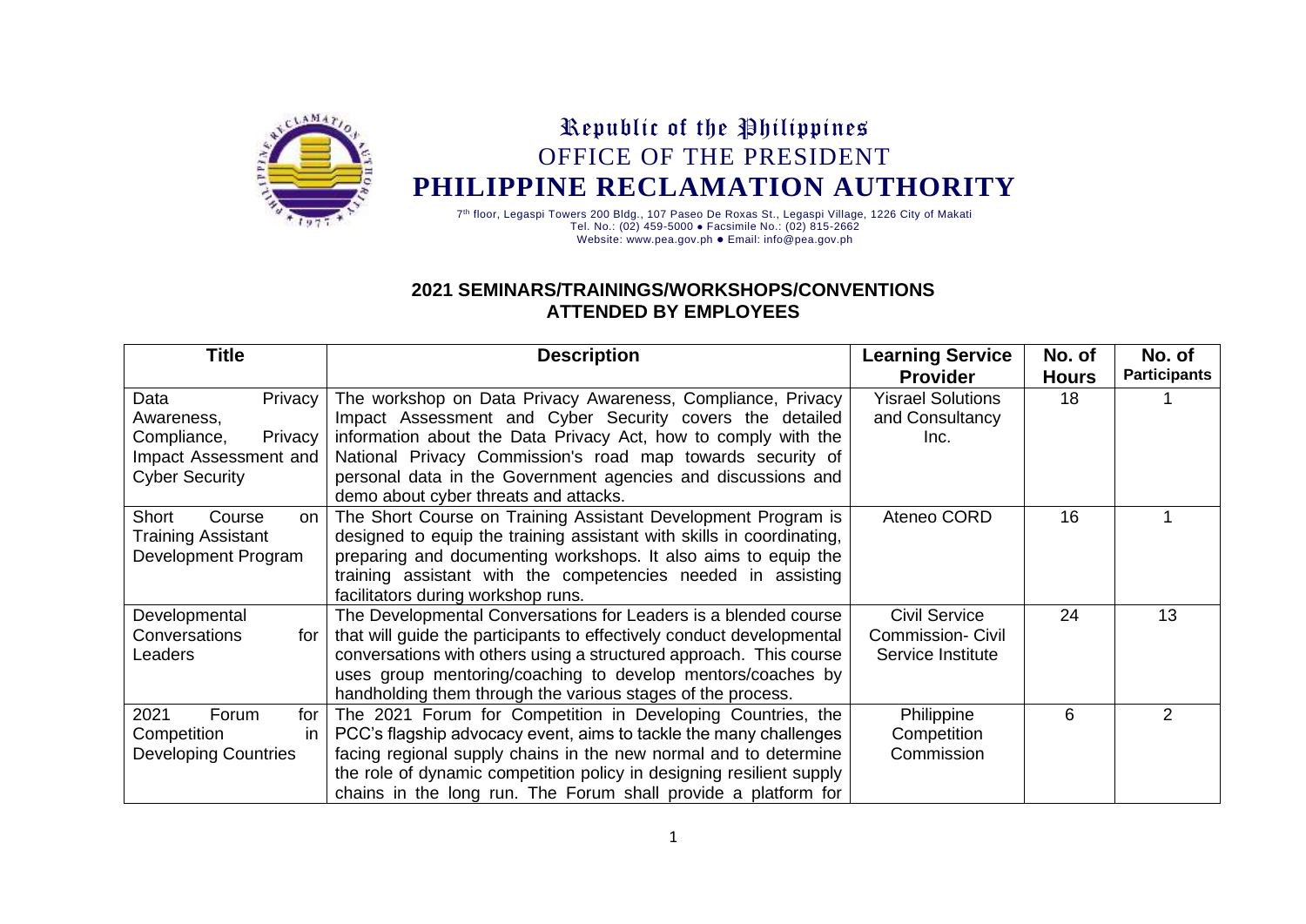Republic of the Philippines
OFFICE OF THE PRESIDENT
**PHILIPPINE RECLAMATION AUTHORITY**

7th floor, Legaspi Towers 200 Bldg., 107 Paseo De Roxas St., Legaspi Village, 1226 City of Makati
Tel. No.: (02) 459-5000 ● Facsimile No.: (02) 815-2662
Website: www.pea.gov.ph ● Email: info@pea.gov.ph

## 2021 SEMINARS/TRAININGS/WORKSHOPS/CONVENTIONS ATTENDED BY EMPLOYEES

| Title | Description | Learning Service Provider | No. of Hours | No. of Participants |
|---|---|---|---|---|
| Data Privacy Awareness, Compliance, Privacy Impact Assessment and Cyber Security | The workshop on Data Privacy Awareness, Compliance, Privacy Impact Assessment and Cyber Security covers the detailed information about the Data Privacy Act, how to comply with the National Privacy Commission's road map towards security of personal data in the Government agencies and discussions and demo about cyber threats and attacks. | Yisrael Solutions and Consultancy Inc. | 18 | 1 |
| Short Course on Training Assistant Development Program | The Short Course on Training Assistant Development Program is designed to equip the training assistant with skills in coordinating, preparing and documenting workshops. It also aims to equip the training assistant with the competencies needed in assisting facilitators during workshop runs. | Ateneo CORD | 16 | 1 |
| Developmental Conversations for Leaders | The Developmental Conversations for Leaders is a blended course that will guide the participants to effectively conduct developmental conversations with others using a structured approach. This course uses group mentoring/coaching to develop mentors/coaches by handholding them through the various stages of the process. | Civil Service Commission- Civil Service Institute | 24 | 13 |
| 2021 Forum for Competition in Developing Countries | The 2021 Forum for Competition in Developing Countries, the PCC's flagship advocacy event, aims to tackle the many challenges facing regional supply chains in the new normal and to determine the role of dynamic competition policy in designing resilient supply chains in the long run. The Forum shall provide a platform for | Philippine Competition Commission | 6 | 2 |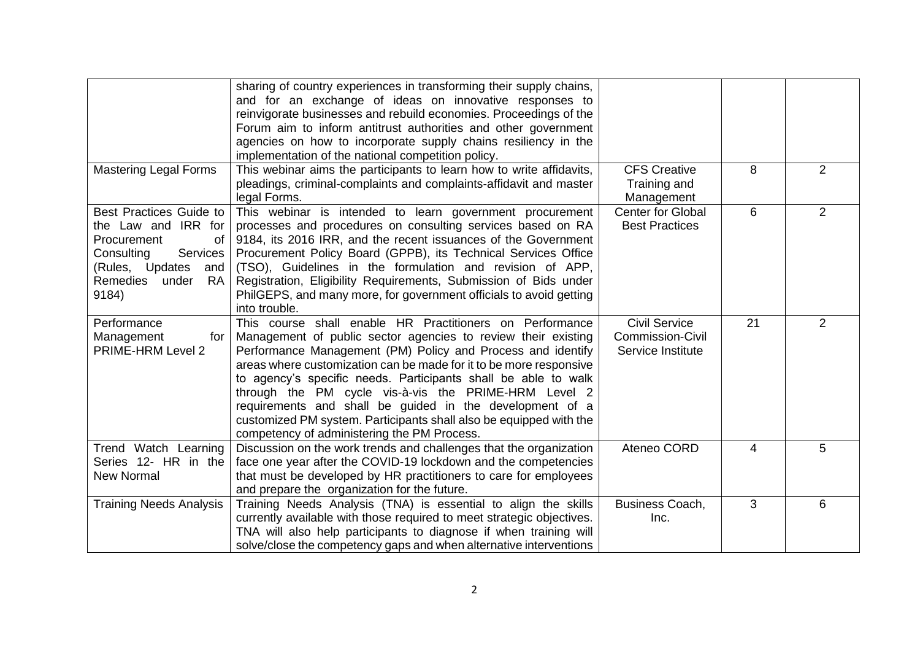| | | | | |
|---|---|---|---|---|
| | sharing of country experiences in transforming their supply chains, and for an exchange of ideas on innovative responses to reinvigorate businesses and rebuild economies. Proceedings of the Forum aim to inform antitrust authorities and other government agencies on how to incorporate supply chains resiliency in the implementation of the national competition policy. | | | |
| Mastering Legal Forms | This webinar aims the participants to learn how to write affidavits, pleadings, criminal-complaints and complaints-affidavit and master legal Forms. | CFS Creative Training and Management | 8 | 2 |
| Best Practices Guide to the Law and IRR for Procurement of Consulting Services (Rules, Updates and Remedies under RA 9184) | This webinar is intended to learn government procurement processes and procedures on consulting services based on RA 9184, its 2016 IRR, and the recent issuances of the Government Procurement Policy Board (GPPB), its Technical Services Office (TSO), Guidelines in the formulation and revision of APP, Registration, Eligibility Requirements, Submission of Bids under PhilGEPS, and many more, for government officials to avoid getting into trouble. | Center for Global Best Practices | 6 | 2 |
| Performance Management for PRIME-HRM Level 2 | This course shall enable HR Practitioners on Performance Management of public sector agencies to review their existing Performance Management (PM) Policy and Process and identify areas where customization can be made for it to be more responsive to agency's specific needs. Participants shall be able to walk through the PM cycle vis-à-vis the PRIME-HRM Level 2 requirements and shall be guided in the development of a customized PM system. Participants shall also be equipped with the competency of administering the PM Process. | Civil Service Commission-Civil Service Institute | 21 | 2 |
| Trend Watch Learning Series 12- HR in the New Normal | Discussion on the work trends and challenges that the organization face one year after the COVID-19 lockdown and the competencies that must be developed by HR practitioners to care for employees and prepare the organization for the future. | Ateneo CORD | 4 | 5 |
| Training Needs Analysis | Training Needs Analysis (TNA) is essential to align the skills currently available with those required to meet strategic objectives. TNA will also help participants to diagnose if when training will solve/close the competency gaps and when alternative interventions | Business Coach, Inc. | 3 | 6 |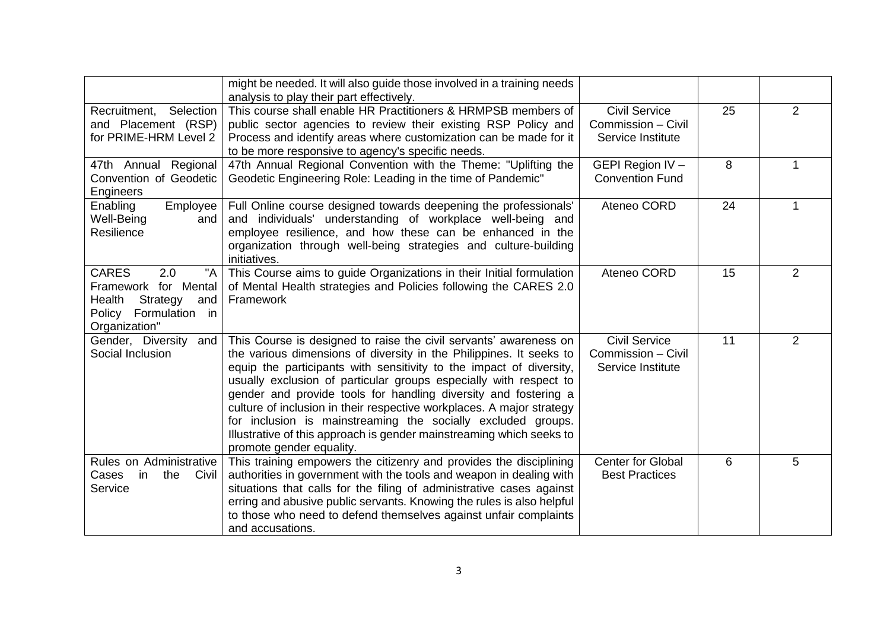| | | | | |
|---|---|---|---|---|
| | might be needed. It will also guide those involved in a training needs analysis to play their part effectively. | | | |
| Recruitment, Selection and Placement (RSP) for PRIME-HRM Level 2 | This course shall enable HR Practitioners & HRMPSB members of public sector agencies to review their existing RSP Policy and Process and identify areas where customization can be made for it to be more responsive to agency's specific needs. | Civil Service Commission – Civil Service Institute | 25 | 2 |
| 47th Annual Regional Convention of Geodetic Engineers | 47th Annual Regional Convention with the Theme: "Uplifting the Geodetic Engineering Role: Leading in the time of Pandemic" | GEPI Region IV – Convention Fund | 8 | 1 |
| Enabling Employee Well-Being and Resilience | Full Online course designed towards deepening the professionals' and individuals' understanding of workplace well-being and employee resilience, and how these can be enhanced in the organization through well-being strategies and culture-building initiatives. | Ateneo CORD | 24 | 1 |
| CARES 2.0 "A Framework for Mental Health Strategy and Policy Formulation in Organization" | This Course aims to guide Organizations in their Initial formulation of Mental Health strategies and Policies following the CARES 2.0 Framework | Ateneo CORD | 15 | 2 |
| Gender, Diversity and Social Inclusion | This Course is designed to raise the civil servants' awareness on the various dimensions of diversity in the Philippines. It seeks to equip the participants with sensitivity to the impact of diversity, usually exclusion of particular groups especially with respect to gender and provide tools for handling diversity and fostering a culture of inclusion in their respective workplaces. A major strategy for inclusion is mainstreaming the socially excluded groups. Illustrative of this approach is gender mainstreaming which seeks to promote gender equality. | Civil Service Commission – Civil Service Institute | 11 | 2 |
| Rules on Administrative Cases in the Civil Service | This training empowers the citizenry and provides the disciplining authorities in government with the tools and weapon in dealing with situations that calls for the filing of administrative cases against erring and abusive public servants. Knowing the rules is also helpful to those who need to defend themselves against unfair complaints and accusations. | Center for Global Best Practices | 6 | 5 |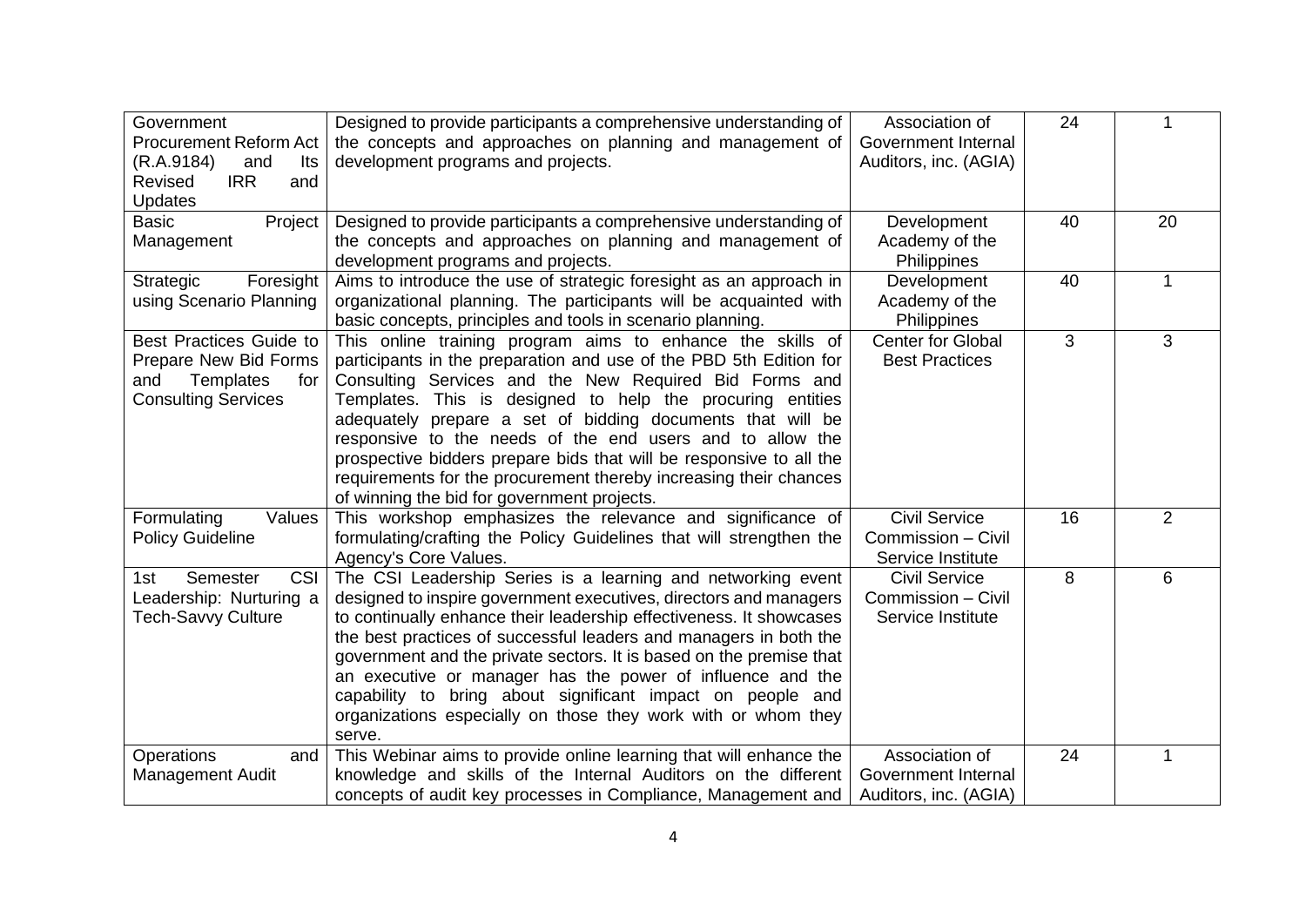| Government Procurement Reform Act (R.A.9184) and Its Revised IRR and Updates | Designed to provide participants a comprehensive understanding of the concepts and approaches on planning and management of development programs and projects. | Association of Government Internal Auditors, inc. (AGIA) | 24 | 1 |
|---|---|---|---|---|
| Basic Project Management | Designed to provide participants a comprehensive understanding of the concepts and approaches on planning and management of development programs and projects. | Development Academy of the Philippines | 40 | 20 |
| Strategic Foresight using Scenario Planning | Aims to introduce the use of strategic foresight as an approach in organizational planning. The participants will be acquainted with basic concepts, principles and tools in scenario planning. | Development Academy of the Philippines | 40 | 1 |
| Best Practices Guide to Prepare New Bid Forms and Templates for Consulting Services | This online training program aims to enhance the skills of participants in the preparation and use of the PBD 5th Edition for Consulting Services and the New Required Bid Forms and Templates. This is designed to help the procuring entities adequately prepare a set of bidding documents that will be responsive to the needs of the end users and to allow the prospective bidders prepare bids that will be responsive to all the requirements for the procurement thereby increasing their chances of winning the bid for government projects. | Center for Global Best Practices | 3 | 3 |
| Formulating Values Policy Guideline | This workshop emphasizes the relevance and significance of formulating/crafting the Policy Guidelines that will strengthen the Agency's Core Values. | Civil Service Commission – Civil Service Institute | 16 | 2 |
| 1st Semester CSI Leadership: Nurturing a Tech-Savvy Culture | The CSI Leadership Series is a learning and networking event designed to inspire government executives, directors and managers to continually enhance their leadership effectiveness. It showcases the best practices of successful leaders and managers in both the government and the private sectors. It is based on the premise that an executive or manager has the power of influence and the capability to bring about significant impact on people and organizations especially on those they work with or whom they serve. | Civil Service Commission – Civil Service Institute | 8 | 6 |
| Operations and Management Audit | This Webinar aims to provide online learning that will enhance the knowledge and skills of the Internal Auditors on the different concepts of audit key processes in Compliance, Management and | Association of Government Internal Auditors, inc. (AGIA) | 24 | 1 |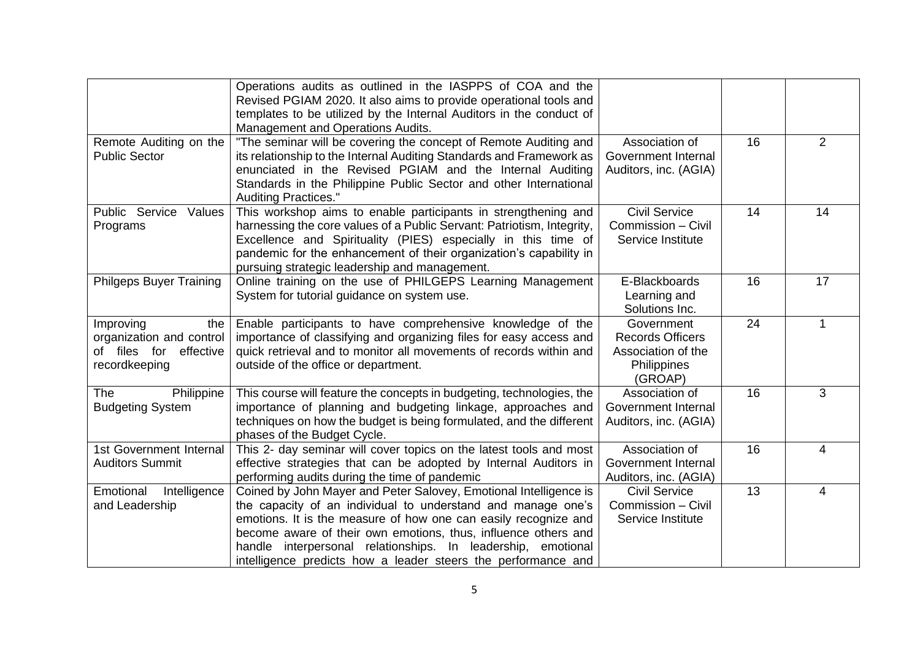| | | | | |
|---|---|---|---|---|
| | Operations audits as outlined in the IASPPS of COA and the Revised PGIAM 2020. It also aims to provide operational tools and templates to be utilized by the Internal Auditors in the conduct of Management and Operations Audits. | | | |
| Remote Auditing on the Public Sector | "The seminar will be covering the concept of Remote Auditing and its relationship to the Internal Auditing Standards and Framework as enunciated in the Revised PGIAM and the Internal Auditing Standards in the Philippine Public Sector and other International Auditing Practices." | Association of Government Internal Auditors, inc. (AGIA) | 16 | 2 |
| Public Service Values Programs | This workshop aims to enable participants in strengthening and harnessing the core values of a Public Servant: Patriotism, Integrity, Excellence and Spirituality (PIES) especially in this time of pandemic for the enhancement of their organization's capability in pursuing strategic leadership and management. | Civil Service Commission – Civil Service Institute | 14 | 14 |
| Philgeps Buyer Training | Online training on the use of PHILGEPS Learning Management System for tutorial guidance on system use. | E-Blackboards Learning and Solutions Inc. | 16 | 17 |
| Improving the organization and control of files for effective recordkeeping | Enable participants to have comprehensive knowledge of the importance of classifying and organizing files for easy access and quick retrieval and to monitor all movements of records within and outside of the office or department. | Government Records Officers Association of the Philippines (GROAP) | 24 | 1 |
| The Philippine Budgeting System | This course will feature the concepts in budgeting, technologies, the importance of planning and budgeting linkage, approaches and techniques on how the budget is being formulated, and the different phases of the Budget Cycle. | Association of Government Internal Auditors, inc. (AGIA) | 16 | 3 |
| 1st Government Internal Auditors Summit | This 2- day seminar will cover topics on the latest tools and most effective strategies that can be adopted by Internal Auditors in performing audits during the time of pandemic | Association of Government Internal Auditors, inc. (AGIA) | 16 | 4 |
| Emotional Intelligence and Leadership | Coined by John Mayer and Peter Salovey, Emotional Intelligence is the capacity of an individual to understand and manage one's emotions. It is the measure of how one can easily recognize and become aware of their own emotions, thus, influence others and handle interpersonal relationships. In leadership, emotional intelligence predicts how a leader steers the performance and | Civil Service Commission – Civil Service Institute | 13 | 4 |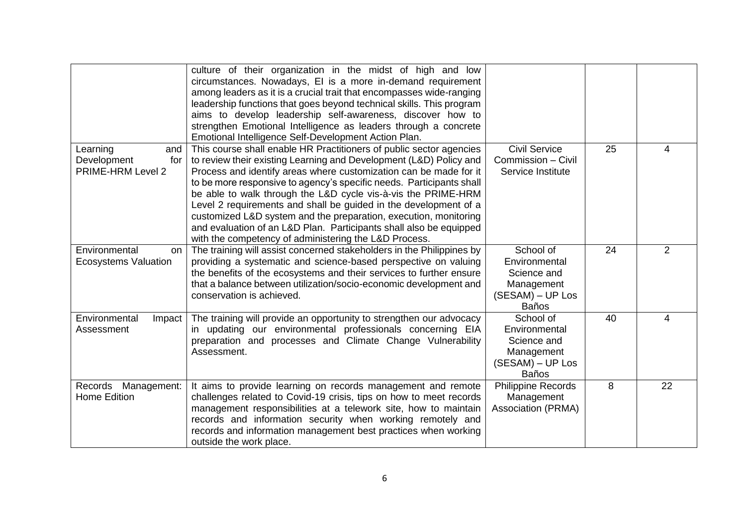| | culture of their organization in the midst of high and low circumstances. Nowadays, EI is a more in-demand requirement among leaders as it is a crucial trait that encompasses wide-ranging leadership functions that goes beyond technical skills. This program aims to develop leadership self-awareness, discover how to strengthen Emotional Intelligence as leaders through a concrete Emotional Intelligence Self-Development Action Plan. | | | |
|---|---|---|---|---|
| Learning and Development for PRIME-HRM Level 2 | This course shall enable HR Practitioners of public sector agencies to review their existing Learning and Development (L&D) Policy and Process and identify areas where customization can be made for it to be more responsive to agency's specific needs. Participants shall be able to walk through the L&D cycle vis-à-vis the PRIME-HRM Level 2 requirements and shall be guided in the development of a customized L&D system and the preparation, execution, monitoring and evaluation of an L&D Plan. Participants shall also be equipped with the competency of administering the L&D Process. | Civil Service Commission – Civil Service Institute | 25 | 4 |
| Environmental on Ecosystems Valuation | The training will assist concerned stakeholders in the Philippines by providing a systematic and science-based perspective on valuing the benefits of the ecosystems and their services to further ensure that a balance between utilization/socio-economic development and conservation is achieved. | School of Environmental Science and Management (SESAM) – UP Los Baños | 24 | 2 |
| Environmental Impact Assessment | The training will provide an opportunity to strengthen our advocacy in updating our environmental professionals concerning EIA preparation and processes and Climate Change Vulnerability Assessment. | School of Environmental Science and Management (SESAM) – UP Los Baños | 40 | 4 |
| Records Management: Home Edition | It aims to provide learning on records management and remote challenges related to Covid-19 crisis, tips on how to meet records management responsibilities at a telework site, how to maintain records and information security when working remotely and records and information management best practices when working outside the work place. | Philippine Records Management Association (PRMA) | 8 | 22 |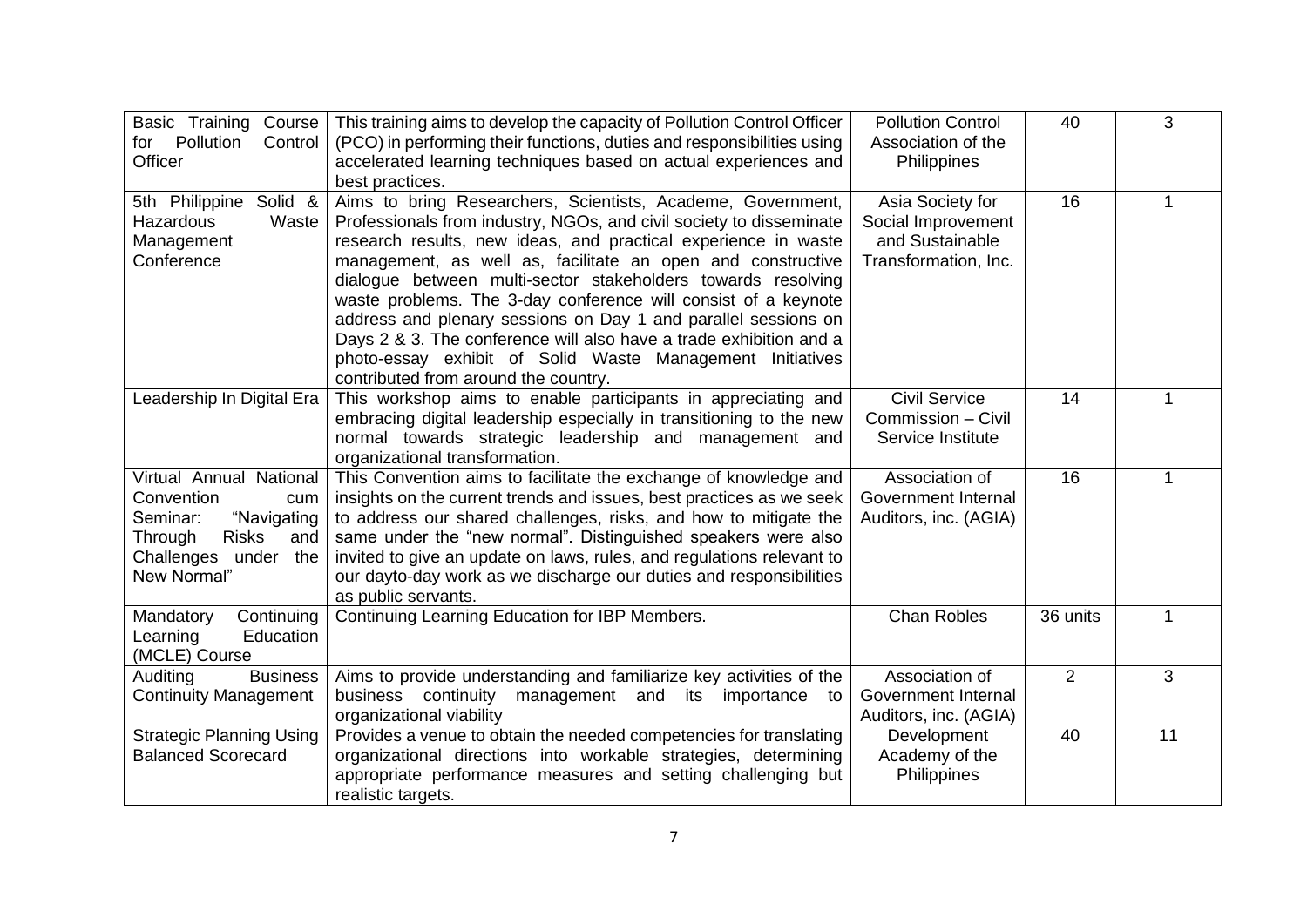| | | | | |
|---|---|---|---|---|
| Basic Training Course for Pollution Control Officer | This training aims to develop the capacity of Pollution Control Officer (PCO) in performing their functions, duties and responsibilities using accelerated learning techniques based on actual experiences and best practices. | Pollution Control Association of the Philippines | 40 | 3 |
| 5th Philippine Solid & Hazardous Waste Management Conference | Aims to bring Researchers, Scientists, Academe, Government, Professionals from industry, NGOs, and civil society to disseminate research results, new ideas, and practical experience in waste management, as well as, facilitate an open and constructive dialogue between multi-sector stakeholders towards resolving waste problems. The 3-day conference will consist of a keynote address and plenary sessions on Day 1 and parallel sessions on Days 2 & 3. The conference will also have a trade exhibition and a photo-essay exhibit of Solid Waste Management Initiatives contributed from around the country. | Asia Society for Social Improvement and Sustainable Transformation, Inc. | 16 | 1 |
| Leadership In Digital Era | This workshop aims to enable participants in appreciating and embracing digital leadership especially in transitioning to the new normal towards strategic leadership and management and organizational transformation. | Civil Service Commission – Civil Service Institute | 14 | 1 |
| Virtual Annual National Convention cum Seminar: "Navigating Through Risks and Challenges under the New Normal" | This Convention aims to facilitate the exchange of knowledge and insights on the current trends and issues, best practices as we seek to address our shared challenges, risks, and how to mitigate the same under the "new normal". Distinguished speakers were also invited to give an update on laws, rules, and regulations relevant to our dayto-day work as we discharge our duties and responsibilities as public servants. | Association of Government Internal Auditors, inc. (AGIA) | 16 | 1 |
| Mandatory Continuing Learning Education (MCLE) Course | Continuing Learning Education for IBP Members. | Chan Robles | 36 units | 1 |
| Auditing Business Continuity Management | Aims to provide understanding and familiarize key activities of the business continuity management and its importance to organizational viability | Association of Government Internal Auditors, inc. (AGIA) | 2 | 3 |
| Strategic Planning Using Balanced Scorecard | Provides a venue to obtain the needed competencies for translating organizational directions into workable strategies, determining appropriate performance measures and setting challenging but realistic targets. | Development Academy of the Philippines | 40 | 11 |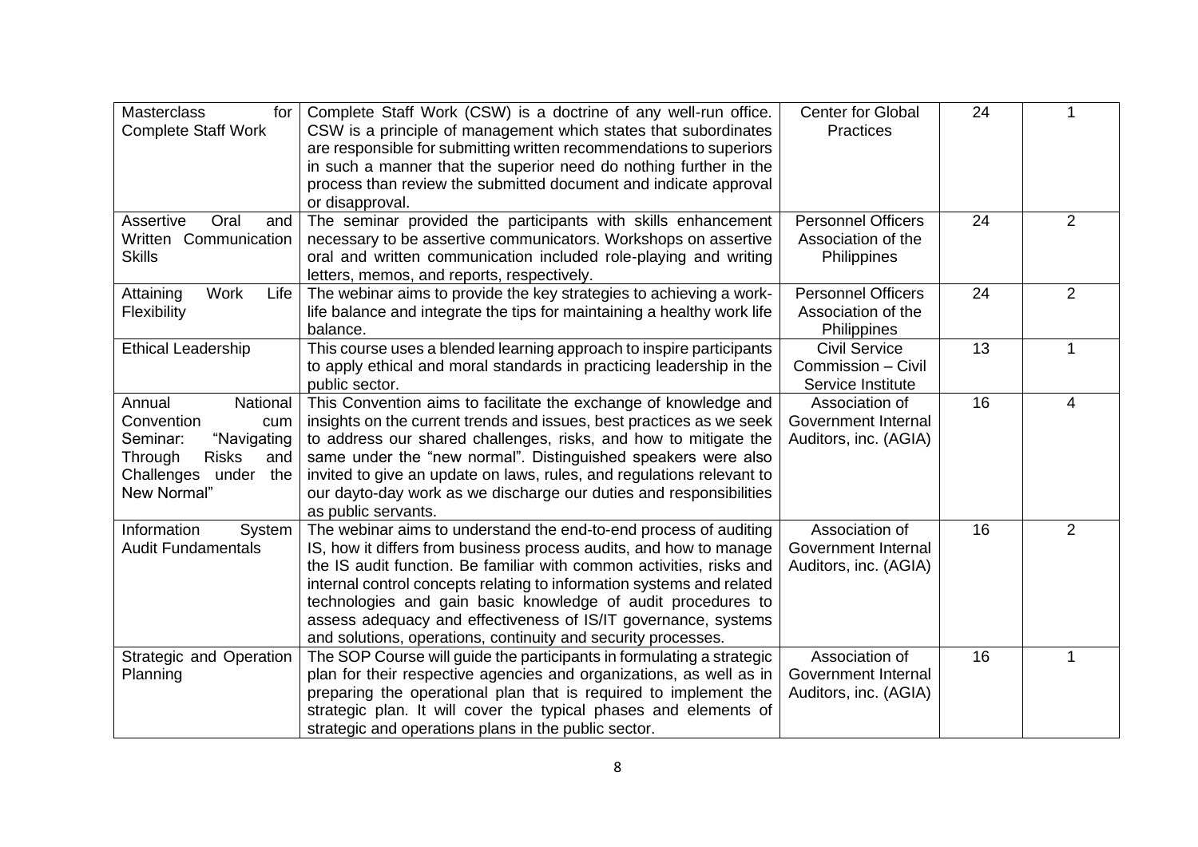| Masterclass for Complete Staff Work | Complete Staff Work (CSW) is a doctrine of any well-run office. CSW is a principle of management which states that subordinates are responsible for submitting written recommendations to superiors in such a manner that the superior need do nothing further in the process than review the submitted document and indicate approval or disapproval. | Center for Global Practices | 24 | 1 |
|---|---|---|---|---|
| Assertive Oral and Written Communication Skills | The seminar provided the participants with skills enhancement necessary to be assertive communicators. Workshops on assertive oral and written communication included role-playing and writing letters, memos, and reports, respectively. | Personnel Officers Association of the Philippines | 24 | 2 |
| Attaining Work Life Flexibility | The webinar aims to provide the key strategies to achieving a work-life balance and integrate the tips for maintaining a healthy work life balance. | Personnel Officers Association of the Philippines | 24 | 2 |
| Ethical Leadership | This course uses a blended learning approach to inspire participants to apply ethical and moral standards in practicing leadership in the public sector. | Civil Service Commission – Civil Service Institute | 13 | 1 |
| Annual National Convention cum Seminar: "Navigating Through Risks and Challenges under the New Normal" | This Convention aims to facilitate the exchange of knowledge and insights on the current trends and issues, best practices as we seek to address our shared challenges, risks, and how to mitigate the same under the "new normal". Distinguished speakers were also invited to give an update on laws, rules, and regulations relevant to our dayto-day work as we discharge our duties and responsibilities as public servants. | Association of Government Internal Auditors, inc. (AGIA) | 16 | 4 |
| Information System Audit Fundamentals | The webinar aims to understand the end-to-end process of auditing IS, how it differs from business process audits, and how to manage the IS audit function. Be familiar with common activities, risks and internal control concepts relating to information systems and related technologies and gain basic knowledge of audit procedures to assess adequacy and effectiveness of IS/IT governance, systems and solutions, operations, continuity and security processes. | Association of Government Internal Auditors, inc. (AGIA) | 16 | 2 |
| Strategic and Operation Planning | The SOP Course will guide the participants in formulating a strategic plan for their respective agencies and organizations, as well as in preparing the operational plan that is required to implement the strategic plan. It will cover the typical phases and elements of strategic and operations plans in the public sector. | Association of Government Internal Auditors, inc. (AGIA) | 16 | 1 |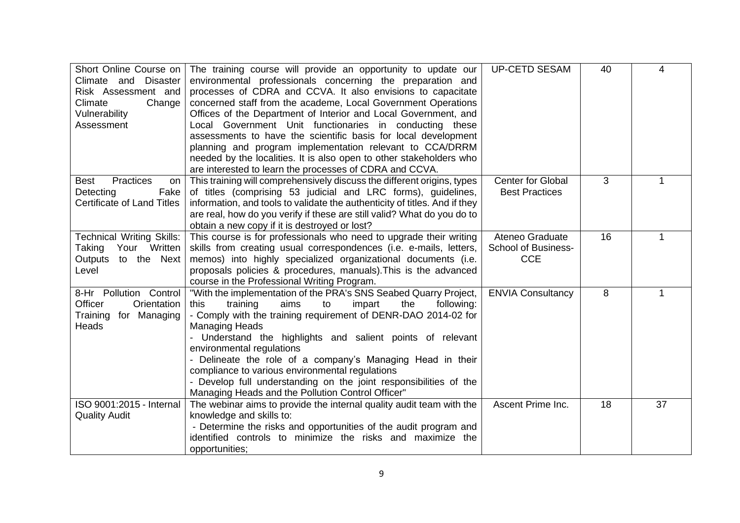| | | | | |
|---|---|---|---|---|
| Short Online Course on Climate and Disaster Risk Assessment and Climate Change Vulnerability Assessment | The training course will provide an opportunity to update our environmental professionals concerning the preparation and processes of CDRA and CCVA. It also envisions to capacitate concerned staff from the academe, Local Government Operations Offices of the Department of Interior and Local Government, and Local Government Unit functionaries in conducting these assessments to have the scientific basis for local development planning and program implementation relevant to CCA/DRRM needed by the localities. It is also open to other stakeholders who are interested to learn the processes of CDRA and CCVA. | UP-CETD SESAM | 40 | 4 |
| Best Practices on Detecting Fake Certificate of Land Titles | This training will comprehensively discuss the different origins, types of titles (comprising 53 judicial and LRC forms), guidelines, information, and tools to validate the authenticity of titles. And if they are real, how do you verify if these are still valid? What do you do to obtain a new copy if it is destroyed or lost? | Center for Global Best Practices | 3 | 1 |
| Technical Writing Skills: Taking Your Written Outputs to the Next Level | This course is for professionals who need to upgrade their writing skills from creating usual correspondences (i.e. e-mails, letters, memos) into highly specialized organizational documents (i.e. proposals policies & procedures, manuals).This is the advanced course in the Professional Writing Program. | Ateneo Graduate School of Business-CCE | 16 | 1 |
| 8-Hr Pollution Control Officer Orientation Training for Managing Heads | "With the implementation of the PRA's SNS Seabed Quarry Project, this training aims to impart the following:<br>- Comply with the training requirement of DENR-DAO 2014-02 for Managing Heads<br>- Understand the highlights and salient points of relevant environmental regulations<br>- Delineate the role of a company's Managing Head in their compliance to various environmental regulations<br>- Develop full understanding on the joint responsibilities of the Managing Heads and the Pollution Control Officer" | ENVIA Consultancy | 8 | 1 |
| ISO 9001:2015 - Internal Quality Audit | The webinar aims to provide the internal quality audit team with the knowledge and skills to:<br>- Determine the risks and opportunities of the audit program and identified controls to minimize the risks and maximize the opportunities; | Ascent Prime Inc. | 18 | 37 |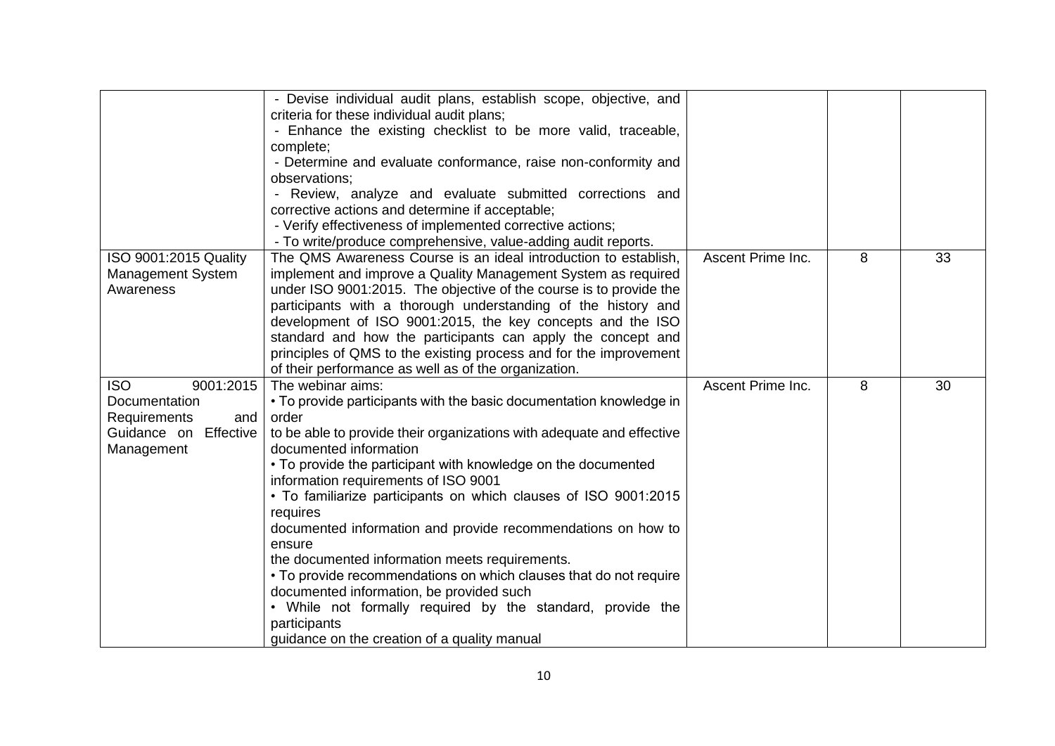| | | | | |
|---|---|---|---|---|
| | - Devise individual audit plans, establish scope, objective, and criteria for these individual audit plans;<br>- Enhance the existing checklist to be more valid, traceable, complete;<br>- Determine and evaluate conformance, raise non-conformity and observations;<br>- Review, analyze and evaluate submitted corrections and corrective actions and determine if acceptable;<br>- Verify effectiveness of implemented corrective actions;<br>- To write/produce comprehensive, value-adding audit reports. | | | |
| ISO 9001:2015 Quality Management System Awareness | The QMS Awareness Course is an ideal introduction to establish, implement and improve a Quality Management System as required under ISO 9001:2015. The objective of the course is to provide the participants with a thorough understanding of the history and development of ISO 9001:2015, the key concepts and the ISO standard and how the participants can apply the concept and principles of QMS to the existing process and for the improvement of their performance as well as of the organization. | Ascent Prime Inc. | 8 | 33 |
| ISO 9001:2015 Documentation Requirements and Guidance on Effective Management | The webinar aims:<br>• To provide participants with the basic documentation knowledge in order<br>to be able to provide their organizations with adequate and effective documented information<br>• To provide the participant with knowledge on the documented information requirements of ISO 9001<br>• To familiarize participants on which clauses of ISO 9001:2015 requires<br>documented information and provide recommendations on how to ensure<br>the documented information meets requirements.<br>• To provide recommendations on which clauses that do not require documented information, be provided such<br>• While not formally required by the standard, provide the participants<br>guidance on the creation of a quality manual | Ascent Prime Inc. | 8 | 30 |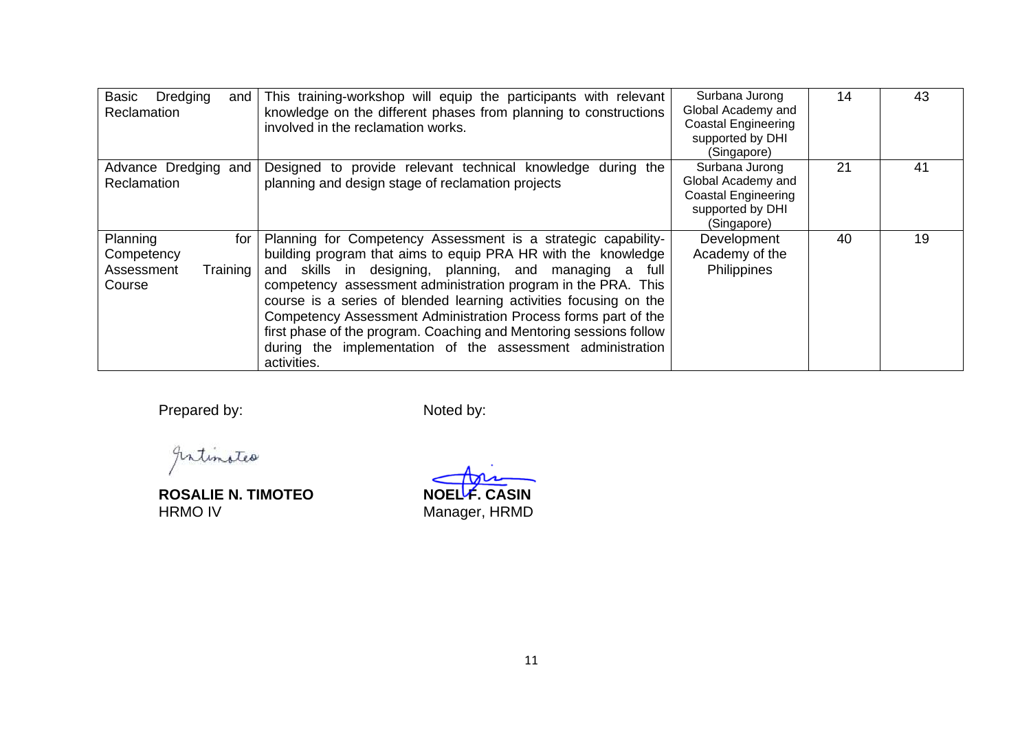| | | | | |
|---|---|---|---|---|
| Basic Dredging and Reclamation | This training-workshop will equip the participants with relevant knowledge on the different phases from planning to constructions involved in the reclamation works. | Surbana Jurong Global Academy and Coastal Engineering supported by DHI (Singapore) | 14 | 43 |
| Advance Dredging and Reclamation | Designed to provide relevant technical knowledge during the planning and design stage of reclamation projects | Surbana Jurong Global Academy and Coastal Engineering supported by DHI (Singapore) | 21 | 41 |
| Planning for Competency Assessment Training Course | Planning for Competency Assessment is a strategic capability-building program that aims to equip PRA HR with the knowledge and skills in designing, planning, and managing a full competency assessment administration program in the PRA. This course is a series of blended learning activities focusing on the Competency Assessment Administration Process forms part of the first phase of the program. Coaching and Mentoring sessions follow during the implementation of the assessment administration activities. | Development Academy of the Philippines | 40 | 19 |

Prepared by:

**ROSALIE N. TIMOTEO**
HRMO IV

Noted by:

**NOEL F. CASIN**
Manager, HRMD